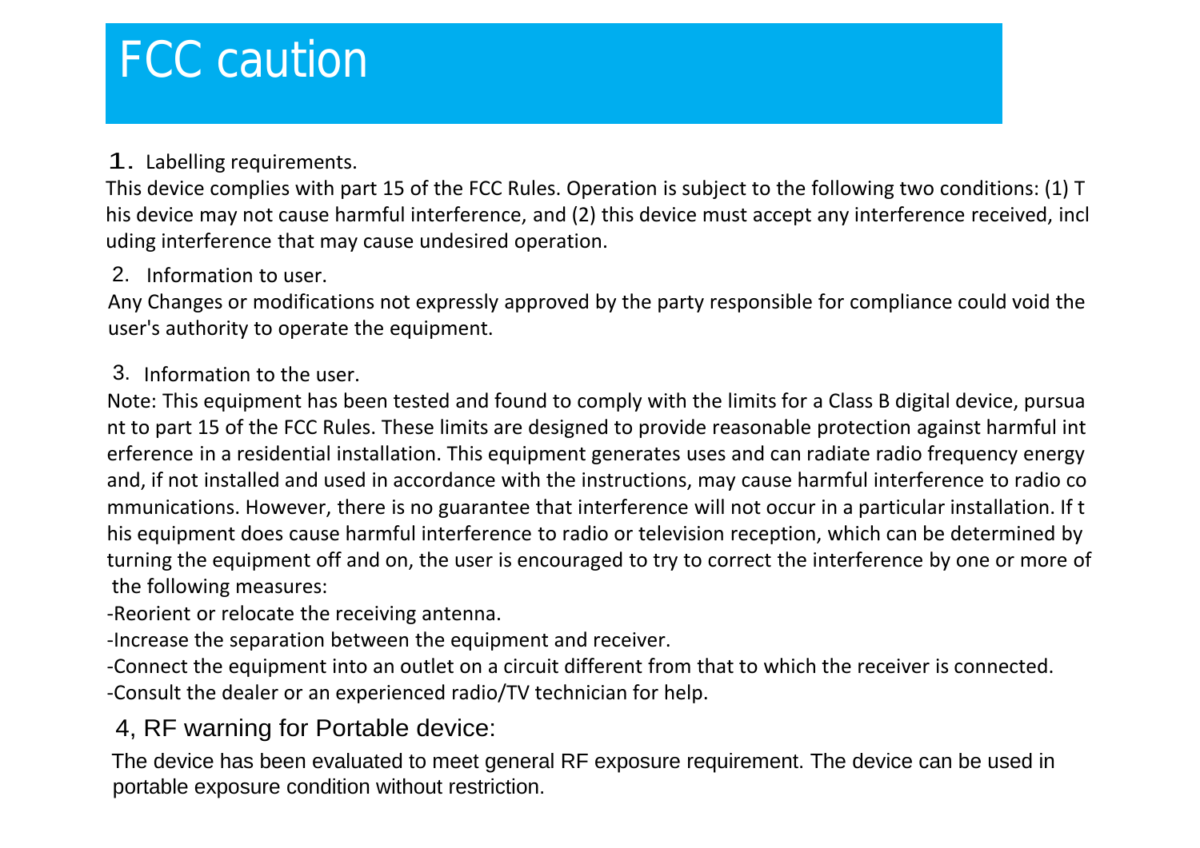# FCC caution

1. Labelling requirements.

This device complies with part 15 of the FCC Rules. Operation is subject to the following two conditions: (1) This device may not cause harmful interference, and (2) this device must accept any interference received, including interference that may cause undesired operation.

2. Information to user.

Any Changes or modifications not expressly approved by the party responsible for compliance could void the user's authority to operate the equipment.

3. Information to the user.

Note: This equipment has been tested and found to comply with the limits for a Class B digital device, pursuant to part 15 of the FCC Rules. These limits are designed to provide reasonable protection against harmful interference in a residential installation. This equipment generates uses and can radiate radio frequency energy and, if not installed and used in accordance with the instructions, may cause harmful interference to radio communications. However, there is no guarantee that interference will not occur in a particular installation. If this equipment does cause harmful interference to radio or television reception, which can be determined by turning the equipment off and on, the user is encouraged to try to correct the interference by one or more of the following measures:

-Reorient or relocate the receiving antenna.

-Increase the separation between the equipment and receiver.

-Connect the equipment into an outlet on a circuit different from that to which the receiver is connected.

-Consult the dealer or an experienced radio/TV technician for help.

4, RF warning for Portable device:

The device has been evaluated to meet general RF exposure requirement. The device can be used in portable exposure condition without restriction.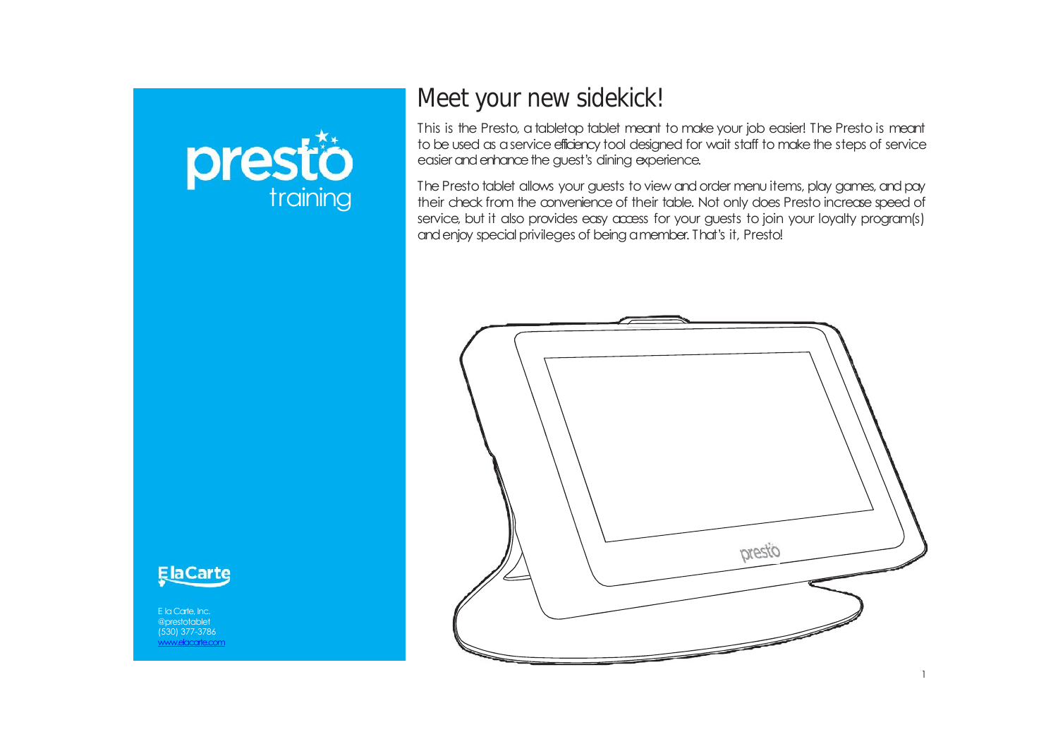presto training

E la Carte

E la Carte, Inc.
@prestotablet
(530) 377-3786
www.elacarte.com

# Meet your new sidekick!

This is the Presto, a tabletop tablet meant to make your job easier! The Presto is meant to be used as a service efficiency tool designed for wait staff to make the steps of service easier and enhance the guest's dining experience.

The Presto tablet allows your guests to view and order menu items, play games, and pay their check from the convenience of their table. Not only does Presto increase speed of service, but it also provides easy access for your guests to join your loyalty program(s) and enjoy special privileges of being a member. That's it, Presto!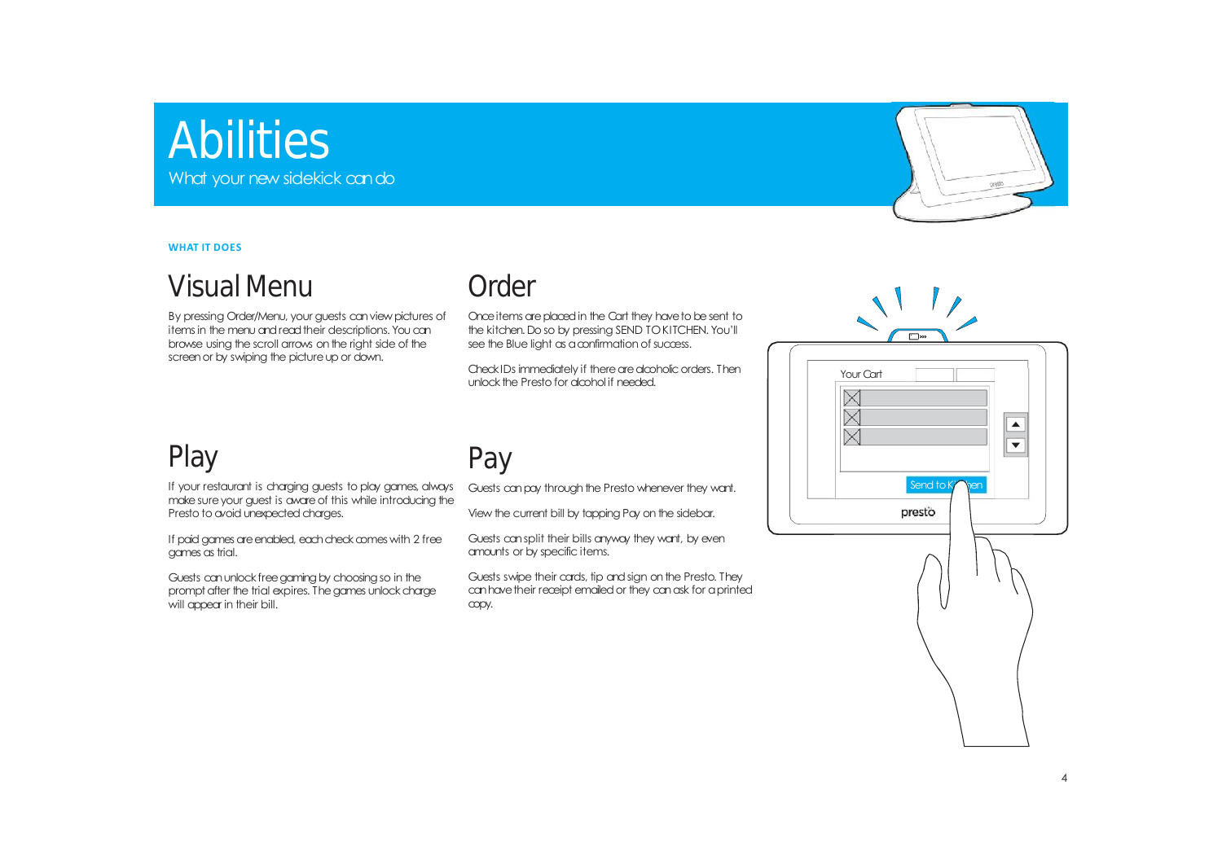# Abilities

What your new sidekick can do

**WHAT IT DOES**

## Visual Menu

By pressing Order/Menu, your guests can view pictures of items in the menu and read their descriptions. You can browse using the scroll arrows on the right side of the screen or by swiping the picture up or down.

## Order

Once items are placed in the Cart they have to be sent to the kitchen. Do so by pressing SEND TO KITCHEN. You'll see the Blue light as a confirmation of success.

Check IDs immediately if there are alcoholic orders. Then unlock the Presto for alcohol if needed.

## Play

If your restaurant is charging guests to play games, always make sure your guest is aware of this while introducing the Presto to avoid unexpected charges.

If paid games are enabled, each check comes with 2 free games as trial.

Guests can unlock free gaming by choosing so in the prompt after the trial expires. The games unlock charge will appear in their bill.

## Pay

Guests can pay through the Presto whenever they want.

View the current bill by tapping Pay on the sidebar.

Guests can split their bills anyway they want, by even amounts or by specific items.

Guests swipe their cards, tip and sign on the Presto. They can have their receipt emailed or they can ask for a printed copy.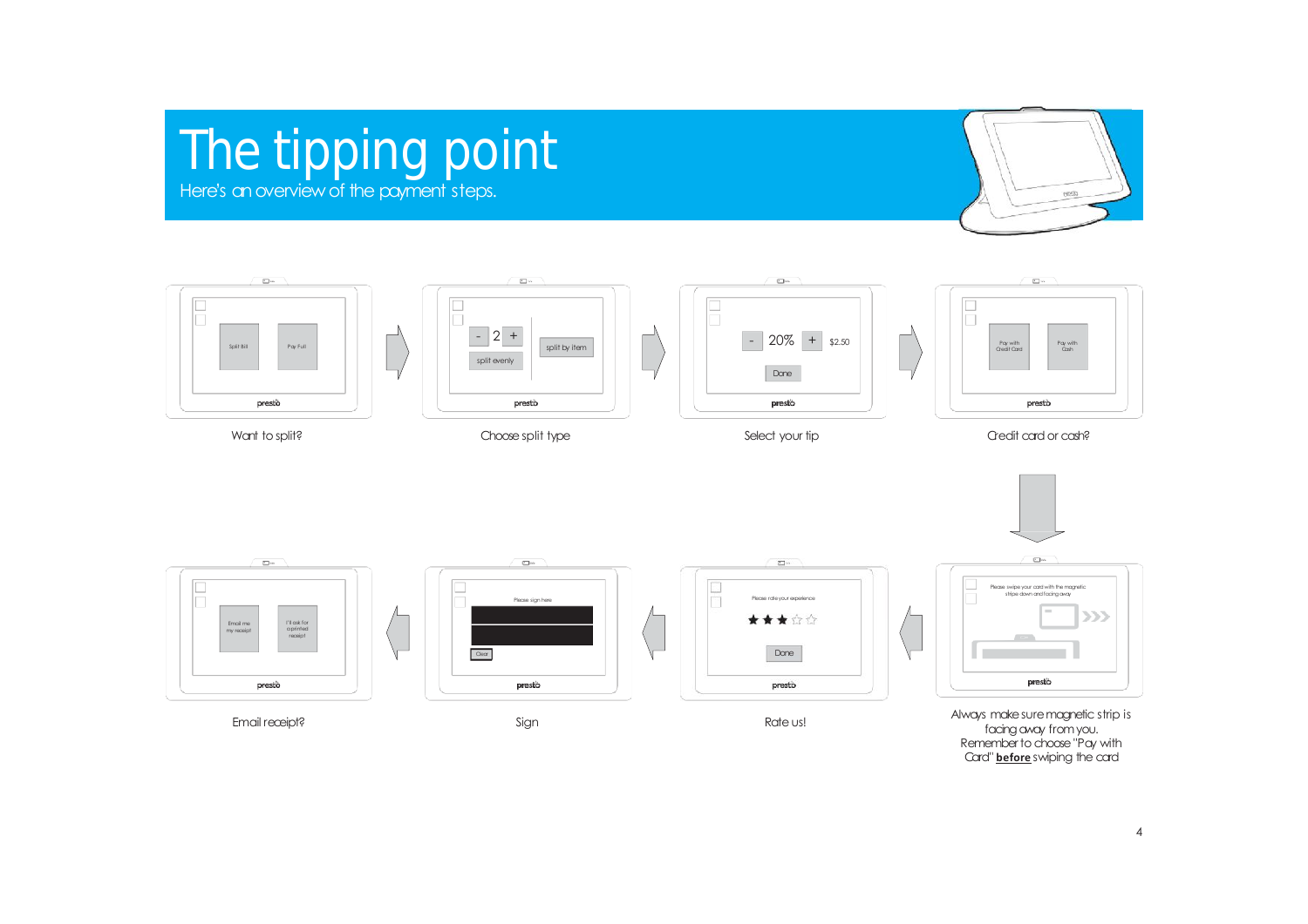# The tipping point

Here's an overview of the payment steps.

Want to split?

Choose split type

Select your tip

Credit card or cash?

Always make sure magnetic strip is facing away from you. Remember to choose "Pay with Card" **before** swiping the card

Rate us!

Sign

Email receipt?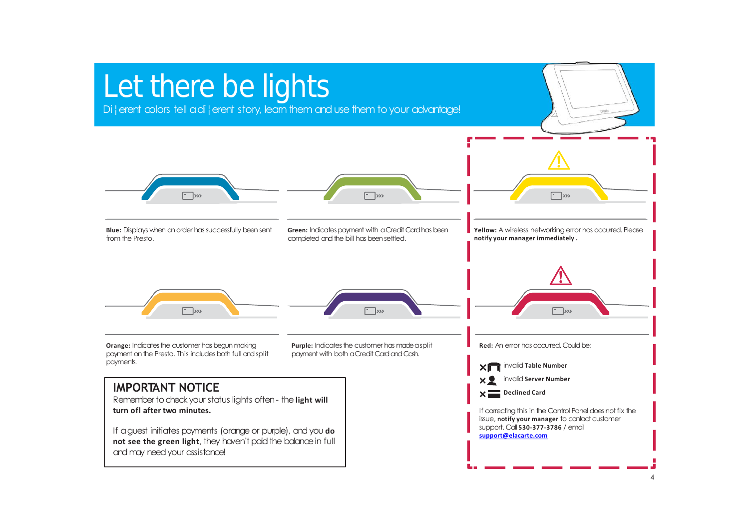# Let there be lights

Di¦erent colors tell a di¦erent story, learn them and use them to your advantage!

**Blue:** Displays when an order has successfully been sent from the Presto.

**Green:** Indicates payment with a Credit Card has been completed and the bill has been settled.

**Yellow:** A wireless networking error has occurred. Please **notify your manager immediately .**

**Orange:** Indicates the customer has begun making payment on the Presto. This includes both full and split payments.

**Purple:** Indicates the customer has made a split payment with both a Credit Card and Cash.

**Red:** An error has occurred. Could be:

- invalid **Table Number**
- invalid **Server Number**
- **Declined Card**

If correcting this in the Control Panel does not fix the issue, **notify your manager** to contact customer support. Call **530-377-3786** / email **support@elacarte.com**

## IMPORTANT NOTICE

Remember to check your status lights often - the **light will turn ofl after two minutes.**

If a guest initiates payments (orange or purple), and you **do not see the green light**, they haven't paid the balance in full and may need your assistance!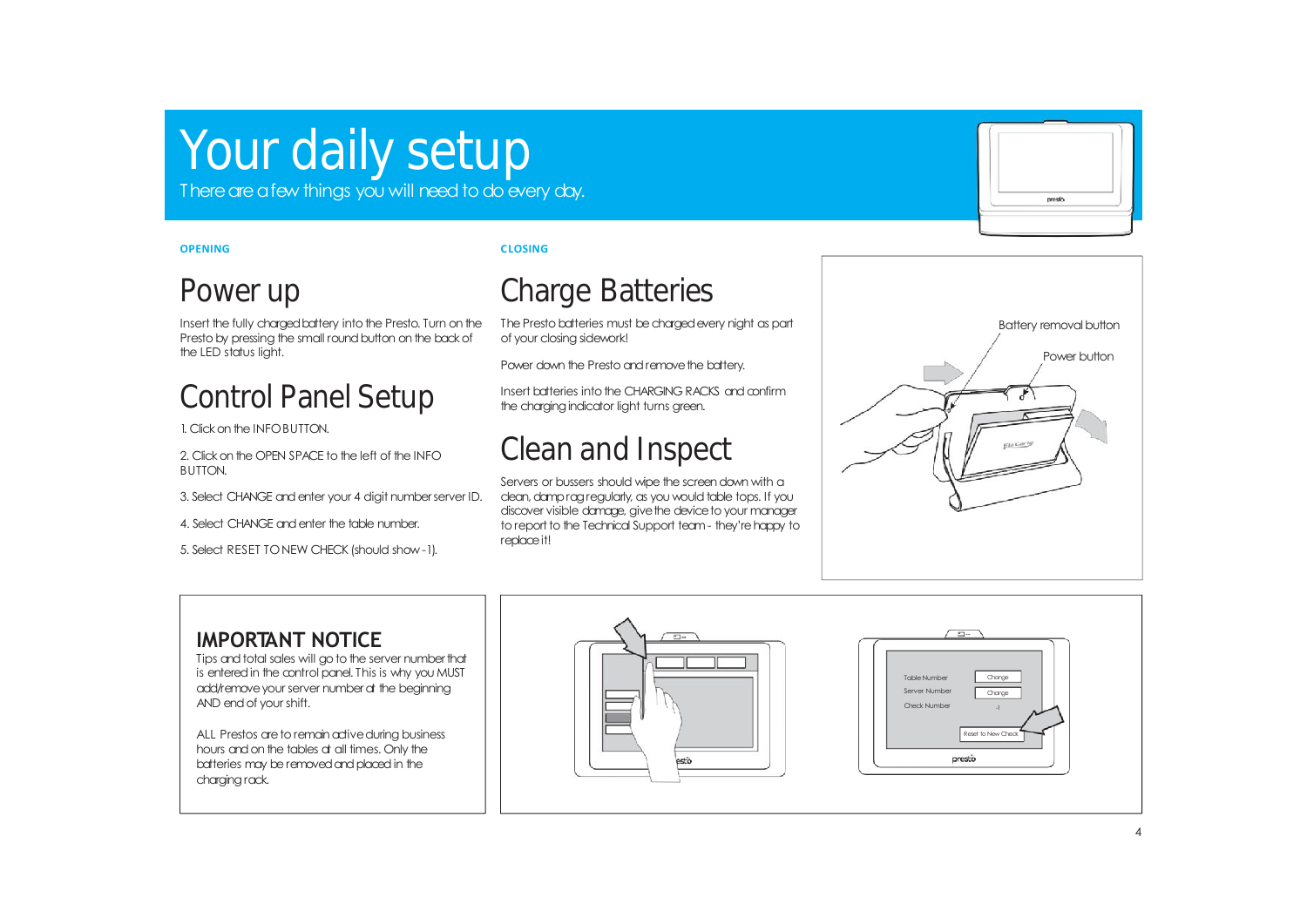# Your daily setup

There are a few things you will need to do every day.

**OPENING**

## Power up

Insert the fully charged battery into the Presto. Turn on the Presto by pressing the small round button on the back of the LED status light.

## Control Panel Setup

1. Click on the INFO BUTTON.

2. Click on the OPEN SPACE to the left of the INFO BUTTON.

3. Select CHANGE and enter your 4 digit number server ID.

4. Select CHANGE and enter the table number.

5. Select RESET TO NEW CHECK (should show -1).

**CLOSING**

## Charge Batteries

The Presto batteries must be charged every night as part of your closing sidework!

Power down the Presto and remove the battery.

Insert batteries into the CHARGING RACKS and confirm the charging indicator light turns green.

## Clean and Inspect

Servers or bussers should wipe the screen down with a clean, damp rag regularly, as you would table tops. If you discover visible damage, give the device to your manager to report to the Technical Support team - they're happy to replace it!

Battery removal button

Power button

### IMPORTANT NOTICE

Tips and total sales will go to the server number that is entered in the control panel. This is why you MUST add/remove your server number at the beginning AND end of your shift.

ALL Prestos are to remain active during business hours and on the tables at all times. Only the batteries may be removed and placed in the charging rack.

Table Number | Change
Server Number | Change
Check Number | -1
Reset to New Check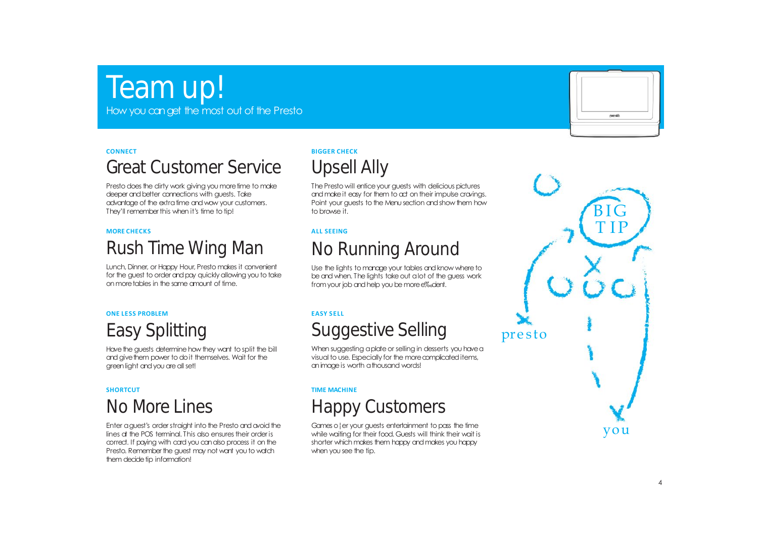# Team up!

How you can get the most out of the Presto

CONNECT

## Great Customer Service

Presto does the dirty work giving you more time to make deeper and better connections with guests. Take advantage of the extra time and wow your customers. They'll remember this when it's time to tip!

MORE CHECKS

## Rush Time Wing Man

Lunch, Dinner, or Happy Hour, Presto makes it convenient for the guest to order and pay quickly allowing you to take on more tables in the same amount of time.

ONE LESS PROBLEM

## Easy Splitting

Have the guests determine how they want to split the bill and give them power to do it themselves. Wait for the green light and you are all set!

SHORTCUT

## No More Lines

Enter a guest's order straight into the Presto and avoid the lines at the POS terminal. This also ensures their order is correct. If paying with card you can also process it on the Presto. Remember the guest may not want you to watch them decide tip information!

BIGGER CHECK

## Upsell Ally

The Presto will entice your guests with delicious pictures and make it easy for them to act on their impulse cravings. Point your guests to the Menu section and show them how to browse it.

ALL SEEING

## No Running Around

Use the lights to manage your tables and know where to be and when. The lights take out a lot of the guess work from your job and help you be more e‰cient.

EASY SELL

## Suggestive Selling

When suggesting a plate or selling in desserts you have a visual to use. Especially for the more complicated items, an image is worth a thousand words!

TIME MACHINE

## Happy Customers

Games o¦er your guests entertainment to pass the time while waiting for their food. Guests will think their wait is shorter which makes them happy and makes you happy when you see the tip.

BIG TIP

presto

you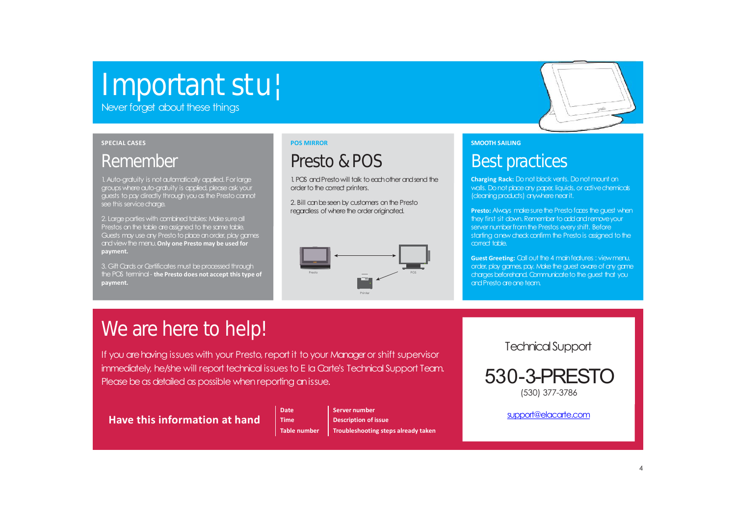# Important stu¦

Never forget about these things

SPECIAL CASES

## Remember

1. Auto-gratuity is not automatically applied. For large groups where auto-gratuity is applied, please ask your guests to pay directly through you as the Presto cannot see this service charge.

2. Large parties with combined tables: Make sure all Prestos on the table are assigned to the same table. Guests may use any Presto to place an order, play games and view the menu. **Only one Presto may be used for payment.**

3. Gift Cards or Certificates must be processed through the POS terminal - **the Presto does not accept this type of payment.**

POS MIRROR

## Presto & POS

1. POS and Presto will talk to each other and send the order to the correct printers.

2. Bill can be seen by customers on the Presto regardless of where the order originated.

Presto

POS

Printer

SMOOTH SAILING

## Best practices

**Charging Rack:** Do not block vents. Do not mount on walls. Do not place any paper, liquids, or active chemicals (cleaning products) anywhere near it.

**Presto:** Always make sure the Presto faces the guest when they first sit down. Remember to add and remove your server number from the Prestos every shift. Before starting a new check confirm the Presto is assigned to the correct table.

**Guest Greeting:** Call out the 4 main features : view menu, order, play games, pay. Make the guest aware of any game charges beforehand. Communicate to the guest that you and Presto are one team.

# We are here to help!

If you are having issues with your Presto, report it to your Manager or shift supervisor immediately, he/she will report technical issues to E la Carte's Technical Support Team. Please be as detailed as possible when reporting an issue.

**Have this information at hand**

- **Date**
- **Time**
- **Table number**
- **Server number**
- **Description of issue**
- **Troubleshooting steps already taken**

Technical Support

530-3-PRESTO

(530) 377-3786

support@elacarte.com